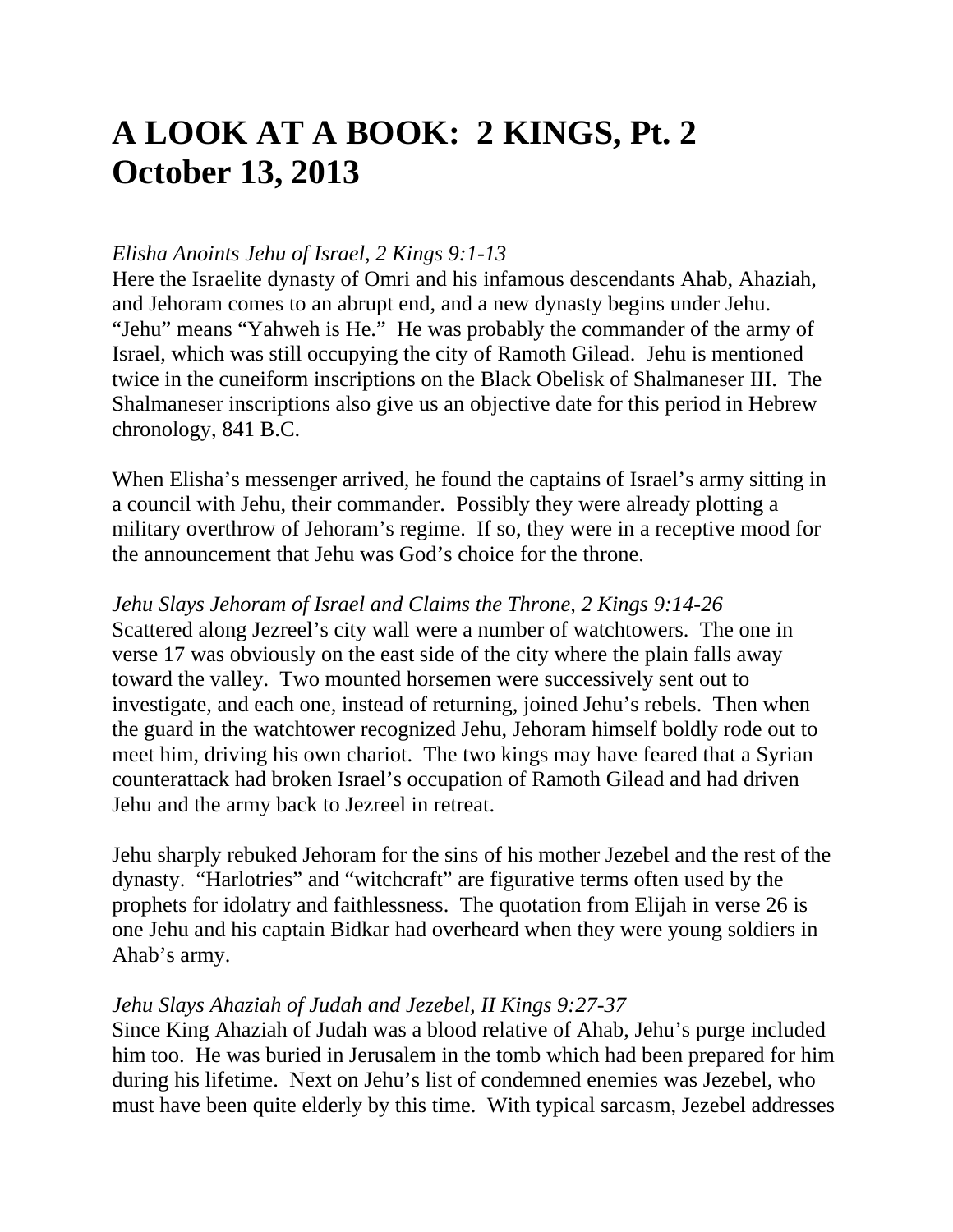# A LOOK AT A BOOK: 2 KINGS, Pt. 2
# October 13, 2013

*Elisha Anoints Jehu of Israel, 2 Kings 9:1-13*
Here the Israelite dynasty of Omri and his infamous descendants Ahab, Ahaziah, and Jehoram comes to an abrupt end, and a new dynasty begins under Jehu. "Jehu" means "Yahweh is He." He was probably the commander of the army of Israel, which was still occupying the city of Ramoth Gilead. Jehu is mentioned twice in the cuneiform inscriptions on the Black Obelisk of Shalmaneser III. The Shalmaneser inscriptions also give us an objective date for this period in Hebrew chronology, 841 B.C.

When Elisha's messenger arrived, he found the captains of Israel's army sitting in a council with Jehu, their commander. Possibly they were already plotting a military overthrow of Jehoram's regime. If so, they were in a receptive mood for the announcement that Jehu was God's choice for the throne.

*Jehu Slays Jehoram of Israel and Claims the Throne, 2 Kings 9:14-26*
Scattered along Jezreel's city wall were a number of watchtowers. The one in verse 17 was obviously on the east side of the city where the plain falls away toward the valley. Two mounted horsemen were successively sent out to investigate, and each one, instead of returning, joined Jehu's rebels. Then when the guard in the watchtower recognized Jehu, Jehoram himself boldly rode out to meet him, driving his own chariot. The two kings may have feared that a Syrian counterattack had broken Israel's occupation of Ramoth Gilead and had driven Jehu and the army back to Jezreel in retreat.

Jehu sharply rebuked Jehoram for the sins of his mother Jezebel and the rest of the dynasty. "Harlotries" and "witchcraft" are figurative terms often used by the prophets for idolatry and faithlessness. The quotation from Elijah in verse 26 is one Jehu and his captain Bidkar had overheard when they were young soldiers in Ahab's army.

*Jehu Slays Ahaziah of Judah and Jezebel, II Kings 9:27-37*
Since King Ahaziah of Judah was a blood relative of Ahab, Jehu's purge included him too. He was buried in Jerusalem in the tomb which had been prepared for him during his lifetime. Next on Jehu's list of condemned enemies was Jezebel, who must have been quite elderly by this time. With typical sarcasm, Jezebel addresses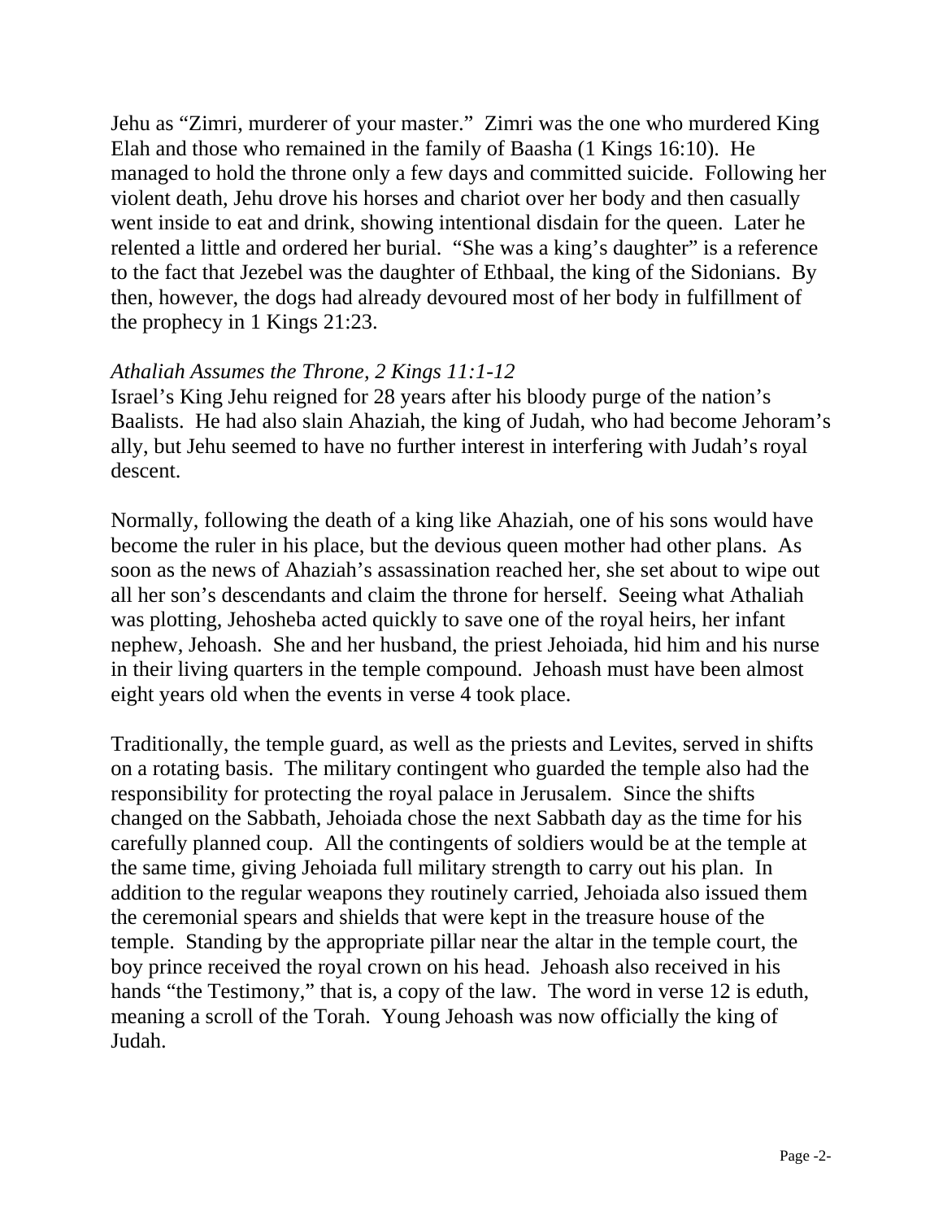Jehu as “Zimri, murderer of your master.” Zimri was the one who murdered King Elah and those who remained in the family of Baasha (1 Kings 16:10). He managed to hold the throne only a few days and committed suicide. Following her violent death, Jehu drove his horses and chariot over her body and then casually went inside to eat and drink, showing intentional disdain for the queen. Later he relented a little and ordered her burial. “She was a king’s daughter” is a reference to the fact that Jezebel was the daughter of Ethbaal, the king of the Sidonians. By then, however, the dogs had already devoured most of her body in fulfillment of the prophecy in 1 Kings 21:23.

*Athaliah Assumes the Throne, 2 Kings 11:1-12*
Israel’s King Jehu reigned for 28 years after his bloody purge of the nation’s Baalists. He had also slain Ahaziah, the king of Judah, who had become Jehoram’s ally, but Jehu seemed to have no further interest in interfering with Judah’s royal descent.

Normally, following the death of a king like Ahaziah, one of his sons would have become the ruler in his place, but the devious queen mother had other plans. As soon as the news of Ahaziah’s assassination reached her, she set about to wipe out all her son’s descendants and claim the throne for herself. Seeing what Athaliah was plotting, Jehosheba acted quickly to save one of the royal heirs, her infant nephew, Jehoash. She and her husband, the priest Jehoiada, hid him and his nurse in their living quarters in the temple compound. Jehoash must have been almost eight years old when the events in verse 4 took place.

Traditionally, the temple guard, as well as the priests and Levites, served in shifts on a rotating basis. The military contingent who guarded the temple also had the responsibility for protecting the royal palace in Jerusalem. Since the shifts changed on the Sabbath, Jehoiada chose the next Sabbath day as the time for his carefully planned coup. All the contingents of soldiers would be at the temple at the same time, giving Jehoiada full military strength to carry out his plan. In addition to the regular weapons they routinely carried, Jehoiada also issued them the ceremonial spears and shields that were kept in the treasure house of the temple. Standing by the appropriate pillar near the altar in the temple court, the boy prince received the royal crown on his head. Jehoash also received in his hands “the Testimony,” that is, a copy of the law. The word in verse 12 is eduth, meaning a scroll of the Torah. Young Jehoash was now officially the king of Judah.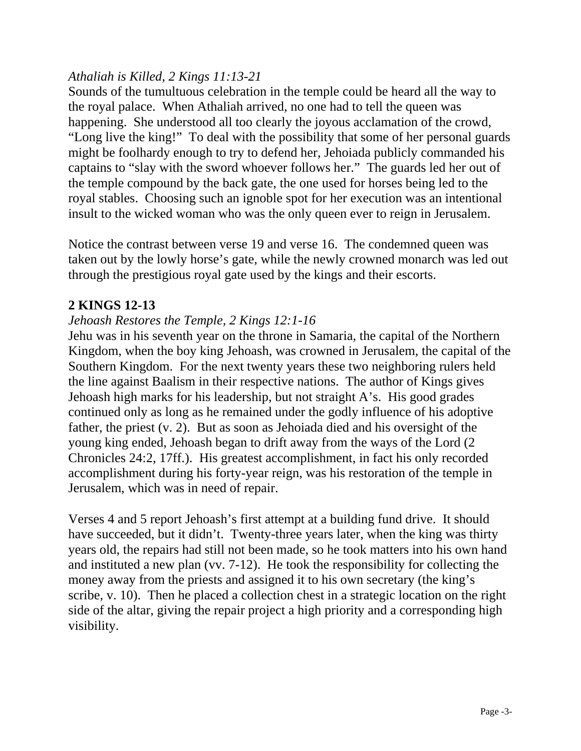*Athaliah is Killed, 2 Kings 11:13-21*

Sounds of the tumultuous celebration in the temple could be heard all the way to the royal palace. When Athaliah arrived, no one had to tell the queen was happening. She understood all too clearly the joyous acclamation of the crowd, "Long live the king!" To deal with the possibility that some of her personal guards might be foolhardy enough to try to defend her, Jehoiada publicly commanded his captains to "slay with the sword whoever follows her." The guards led her out of the temple compound by the back gate, the one used for horses being led to the royal stables. Choosing such an ignoble spot for her execution was an intentional insult to the wicked woman who was the only queen ever to reign in Jerusalem.

Notice the contrast between verse 19 and verse 16. The condemned queen was taken out by the lowly horse's gate, while the newly crowned monarch was led out through the prestigious royal gate used by the kings and their escorts.

## 2 KINGS 12-13

*Jehoash Restores the Temple, 2 Kings 12:1-16*

Jehu was in his seventh year on the throne in Samaria, the capital of the Northern Kingdom, when the boy king Jehoash, was crowned in Jerusalem, the capital of the Southern Kingdom. For the next twenty years these two neighboring rulers held the line against Baalism in their respective nations. The author of Kings gives Jehoash high marks for his leadership, but not straight A's. His good grades continued only as long as he remained under the godly influence of his adoptive father, the priest (v. 2). But as soon as Jehoiada died and his oversight of the young king ended, Jehoash began to drift away from the ways of the Lord (2 Chronicles 24:2, 17ff.). His greatest accomplishment, in fact his only recorded accomplishment during his forty-year reign, was his restoration of the temple in Jerusalem, which was in need of repair.

Verses 4 and 5 report Jehoash's first attempt at a building fund drive. It should have succeeded, but it didn't. Twenty-three years later, when the king was thirty years old, the repairs had still not been made, so he took matters into his own hand and instituted a new plan (vv. 7-12). He took the responsibility for collecting the money away from the priests and assigned it to his own secretary (the king's scribe, v. 10). Then he placed a collection chest in a strategic location on the right side of the altar, giving the repair project a high priority and a corresponding high visibility.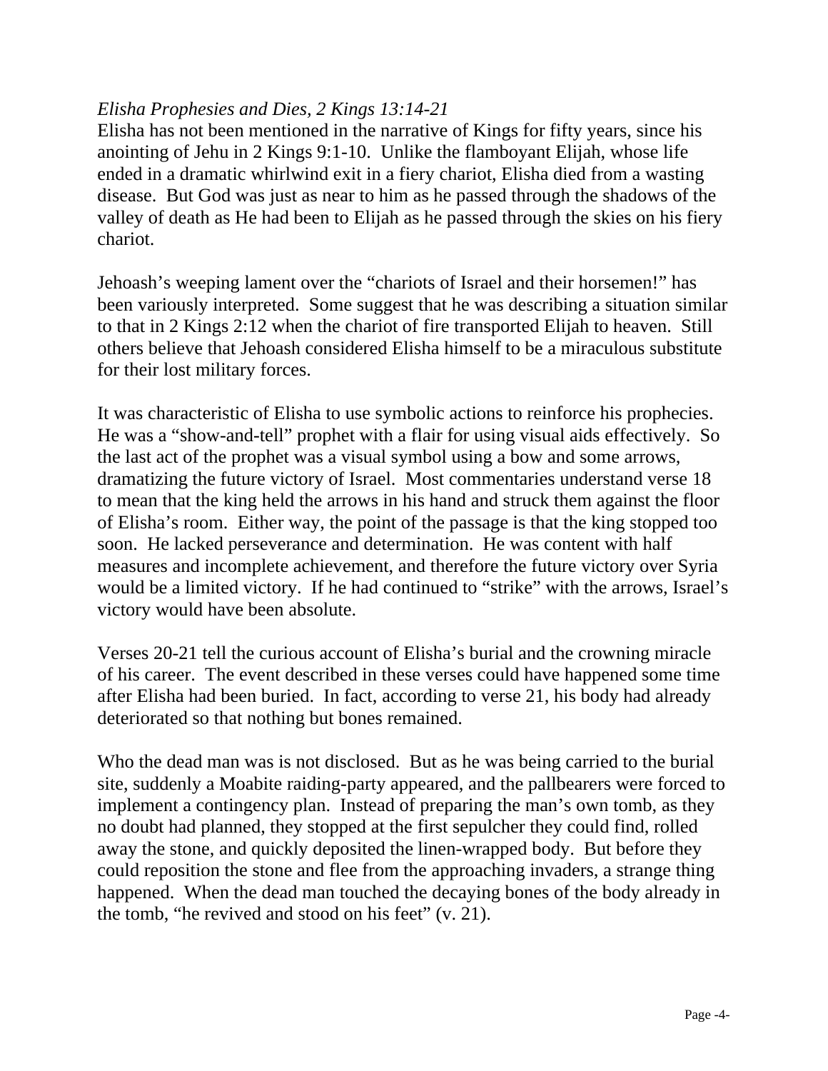*Elisha Prophesies and Dies, 2 Kings 13:14-21*

Elisha has not been mentioned in the narrative of Kings for fifty years, since his anointing of Jehu in 2 Kings 9:1-10. Unlike the flamboyant Elijah, whose life ended in a dramatic whirlwind exit in a fiery chariot, Elisha died from a wasting disease. But God was just as near to him as he passed through the shadows of the valley of death as He had been to Elijah as he passed through the skies on his fiery chariot.

Jehoash's weeping lament over the "chariots of Israel and their horsemen!" has been variously interpreted. Some suggest that he was describing a situation similar to that in 2 Kings 2:12 when the chariot of fire transported Elijah to heaven. Still others believe that Jehoash considered Elisha himself to be a miraculous substitute for their lost military forces.

It was characteristic of Elisha to use symbolic actions to reinforce his prophecies. He was a "show-and-tell" prophet with a flair for using visual aids effectively. So the last act of the prophet was a visual symbol using a bow and some arrows, dramatizing the future victory of Israel. Most commentaries understand verse 18 to mean that the king held the arrows in his hand and struck them against the floor of Elisha's room. Either way, the point of the passage is that the king stopped too soon. He lacked perseverance and determination. He was content with half measures and incomplete achievement, and therefore the future victory over Syria would be a limited victory. If he had continued to "strike" with the arrows, Israel's victory would have been absolute.

Verses 20-21 tell the curious account of Elisha's burial and the crowning miracle of his career. The event described in these verses could have happened some time after Elisha had been buried. In fact, according to verse 21, his body had already deteriorated so that nothing but bones remained.

Who the dead man was is not disclosed. But as he was being carried to the burial site, suddenly a Moabite raiding-party appeared, and the pallbearers were forced to implement a contingency plan. Instead of preparing the man's own tomb, as they no doubt had planned, they stopped at the first sepulcher they could find, rolled away the stone, and quickly deposited the linen-wrapped body. But before they could reposition the stone and flee from the approaching invaders, a strange thing happened. When the dead man touched the decaying bones of the body already in the tomb, "he revived and stood on his feet" (v. 21).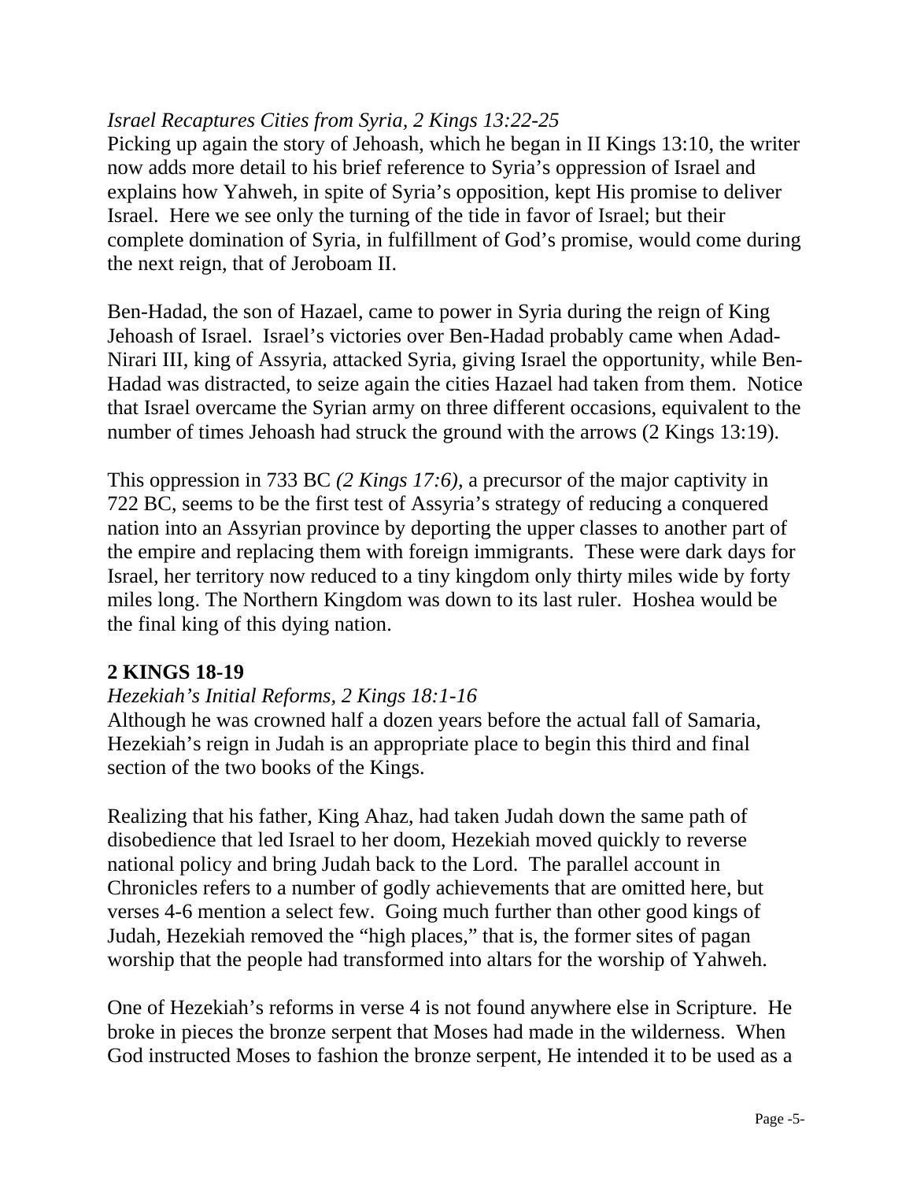*Israel Recaptures Cities from Syria, 2 Kings 13:22-25*

Picking up again the story of Jehoash, which he began in II Kings 13:10, the writer now adds more detail to his brief reference to Syria's oppression of Israel and explains how Yahweh, in spite of Syria's opposition, kept His promise to deliver Israel. Here we see only the turning of the tide in favor of Israel; but their complete domination of Syria, in fulfillment of God's promise, would come during the next reign, that of Jeroboam II.

Ben-Hadad, the son of Hazael, came to power in Syria during the reign of King Jehoash of Israel. Israel's victories over Ben-Hadad probably came when Adad-Nirari III, king of Assyria, attacked Syria, giving Israel the opportunity, while Ben-Hadad was distracted, to seize again the cities Hazael had taken from them. Notice that Israel overcame the Syrian army on three different occasions, equivalent to the number of times Jehoash had struck the ground with the arrows (2 Kings 13:19).

This oppression in 733 BC *(2 Kings 17:6)*, a precursor of the major captivity in 722 BC, seems to be the first test of Assyria's strategy of reducing a conquered nation into an Assyrian province by deporting the upper classes to another part of the empire and replacing them with foreign immigrants. These were dark days for Israel, her territory now reduced to a tiny kingdom only thirty miles wide by forty miles long. The Northern Kingdom was down to its last ruler. Hoshea would be the final king of this dying nation.

## 2 KINGS 18-19

*Hezekiah's Initial Reforms, 2 Kings 18:1-16*

Although he was crowned half a dozen years before the actual fall of Samaria, Hezekiah's reign in Judah is an appropriate place to begin this third and final section of the two books of the Kings.

Realizing that his father, King Ahaz, had taken Judah down the same path of disobedience that led Israel to her doom, Hezekiah moved quickly to reverse national policy and bring Judah back to the Lord. The parallel account in Chronicles refers to a number of godly achievements that are omitted here, but verses 4-6 mention a select few. Going much further than other good kings of Judah, Hezekiah removed the "high places," that is, the former sites of pagan worship that the people had transformed into altars for the worship of Yahweh.

One of Hezekiah's reforms in verse 4 is not found anywhere else in Scripture. He broke in pieces the bronze serpent that Moses had made in the wilderness. When God instructed Moses to fashion the bronze serpent, He intended it to be used as a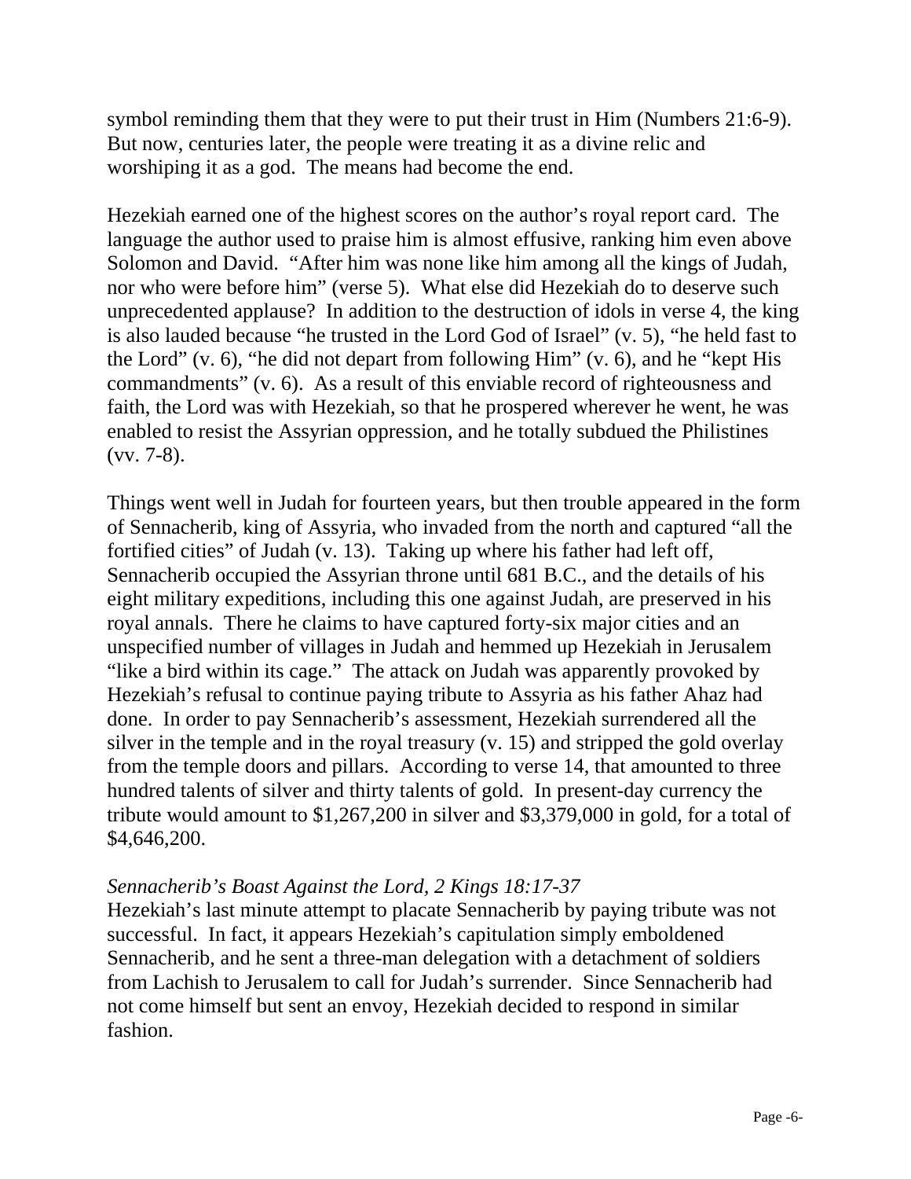symbol reminding them that they were to put their trust in Him (Numbers 21:6-9). But now, centuries later, the people were treating it as a divine relic and worshiping it as a god. The means had become the end.

Hezekiah earned one of the highest scores on the author's royal report card. The language the author used to praise him is almost effusive, ranking him even above Solomon and David. "After him was none like him among all the kings of Judah, nor who were before him" (verse 5). What else did Hezekiah do to deserve such unprecedented applause? In addition to the destruction of idols in verse 4, the king is also lauded because "he trusted in the Lord God of Israel" (v. 5), "he held fast to the Lord" (v. 6), "he did not depart from following Him" (v. 6), and he "kept His commandments" (v. 6). As a result of this enviable record of righteousness and faith, the Lord was with Hezekiah, so that he prospered wherever he went, he was enabled to resist the Assyrian oppression, and he totally subdued the Philistines (vv. 7-8).

Things went well in Judah for fourteen years, but then trouble appeared in the form of Sennacherib, king of Assyria, who invaded from the north and captured "all the fortified cities" of Judah (v. 13). Taking up where his father had left off, Sennacherib occupied the Assyrian throne until 681 B.C., and the details of his eight military expeditions, including this one against Judah, are preserved in his royal annals. There he claims to have captured forty-six major cities and an unspecified number of villages in Judah and hemmed up Hezekiah in Jerusalem "like a bird within its cage." The attack on Judah was apparently provoked by Hezekiah's refusal to continue paying tribute to Assyria as his father Ahaz had done. In order to pay Sennacherib's assessment, Hezekiah surrendered all the silver in the temple and in the royal treasury (v. 15) and stripped the gold overlay from the temple doors and pillars. According to verse 14, that amounted to three hundred talents of silver and thirty talents of gold. In present-day currency the tribute would amount to $1,267,200 in silver and $3,379,000 in gold, for a total of $4,646,200.

*Sennacherib's Boast Against the Lord, 2 Kings 18:17-37*

Hezekiah's last minute attempt to placate Sennacherib by paying tribute was not successful. In fact, it appears Hezekiah's capitulation simply emboldened Sennacherib, and he sent a three-man delegation with a detachment of soldiers from Lachish to Jerusalem to call for Judah's surrender. Since Sennacherib had not come himself but sent an envoy, Hezekiah decided to respond in similar fashion.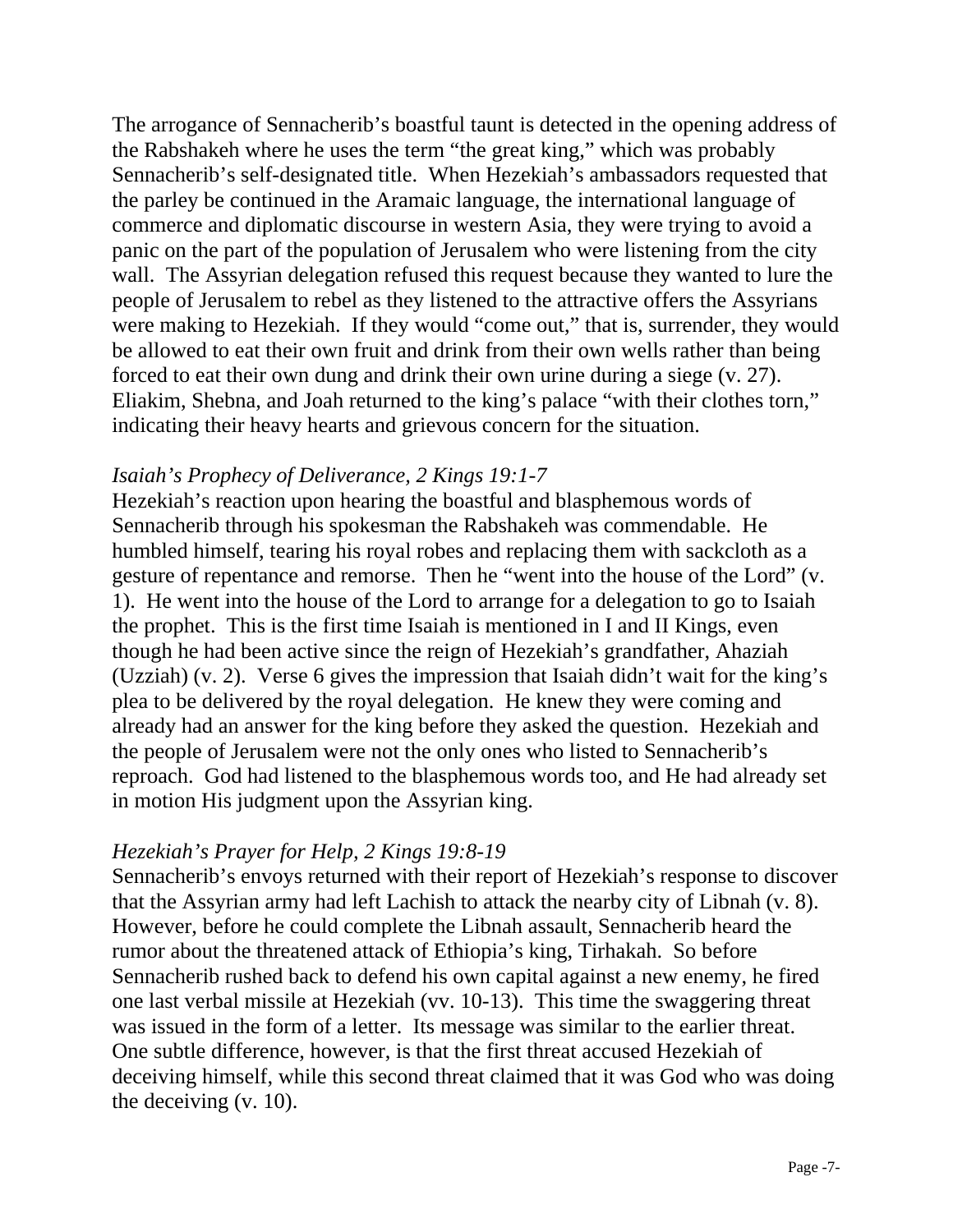The arrogance of Sennacherib's boastful taunt is detected in the opening address of the Rabshakeh where he uses the term "the great king," which was probably Sennacherib's self-designated title. When Hezekiah's ambassadors requested that the parley be continued in the Aramaic language, the international language of commerce and diplomatic discourse in western Asia, they were trying to avoid a panic on the part of the population of Jerusalem who were listening from the city wall. The Assyrian delegation refused this request because they wanted to lure the people of Jerusalem to rebel as they listened to the attractive offers the Assyrians were making to Hezekiah. If they would "come out," that is, surrender, they would be allowed to eat their own fruit and drink from their own wells rather than being forced to eat their own dung and drink their own urine during a siege (v. 27). Eliakim, Shebna, and Joah returned to the king's palace "with their clothes torn," indicating their heavy hearts and grievous concern for the situation.

*Isaiah's Prophecy of Deliverance, 2 Kings 19:1-7*

Hezekiah's reaction upon hearing the boastful and blasphemous words of Sennacherib through his spokesman the Rabshakeh was commendable. He humbled himself, tearing his royal robes and replacing them with sackcloth as a gesture of repentance and remorse. Then he "went into the house of the Lord" (v. 1). He went into the house of the Lord to arrange for a delegation to go to Isaiah the prophet. This is the first time Isaiah is mentioned in I and II Kings, even though he had been active since the reign of Hezekiah's grandfather, Ahaziah (Uzziah) (v. 2). Verse 6 gives the impression that Isaiah didn't wait for the king's plea to be delivered by the royal delegation. He knew they were coming and already had an answer for the king before they asked the question. Hezekiah and the people of Jerusalem were not the only ones who listed to Sennacherib's reproach. God had listened to the blasphemous words too, and He had already set in motion His judgment upon the Assyrian king.

*Hezekiah's Prayer for Help, 2 Kings 19:8-19*

Sennacherib's envoys returned with their report of Hezekiah's response to discover that the Assyrian army had left Lachish to attack the nearby city of Libnah (v. 8). However, before he could complete the Libnah assault, Sennacherib heard the rumor about the threatened attack of Ethiopia's king, Tirhakah. So before Sennacherib rushed back to defend his own capital against a new enemy, he fired one last verbal missile at Hezekiah (vv. 10-13). This time the swaggering threat was issued in the form of a letter. Its message was similar to the earlier threat. One subtle difference, however, is that the first threat accused Hezekiah of deceiving himself, while this second threat claimed that it was God who was doing the deceiving (v. 10).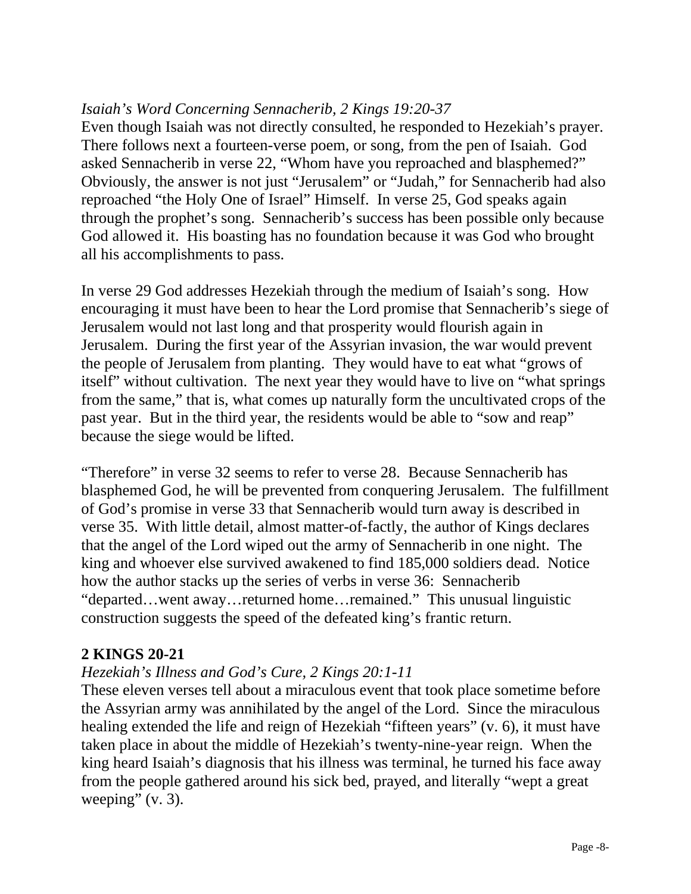*Isaiah's Word Concerning Sennacherib, 2 Kings 19:20-37*

Even though Isaiah was not directly consulted, he responded to Hezekiah's prayer. There follows next a fourteen-verse poem, or song, from the pen of Isaiah. God asked Sennacherib in verse 22, "Whom have you reproached and blasphemed?" Obviously, the answer is not just "Jerusalem" or "Judah," for Sennacherib had also reproached "the Holy One of Israel" Himself. In verse 25, God speaks again through the prophet's song. Sennacherib's success has been possible only because God allowed it. His boasting has no foundation because it was God who brought all his accomplishments to pass.

In verse 29 God addresses Hezekiah through the medium of Isaiah's song. How encouraging it must have been to hear the Lord promise that Sennacherib's siege of Jerusalem would not last long and that prosperity would flourish again in Jerusalem. During the first year of the Assyrian invasion, the war would prevent the people of Jerusalem from planting. They would have to eat what "grows of itself" without cultivation. The next year they would have to live on "what springs from the same," that is, what comes up naturally form the uncultivated crops of the past year. But in the third year, the residents would be able to "sow and reap" because the siege would be lifted.

"Therefore" in verse 32 seems to refer to verse 28. Because Sennacherib has blasphemed God, he will be prevented from conquering Jerusalem. The fulfillment of God's promise in verse 33 that Sennacherib would turn away is described in verse 35. With little detail, almost matter-of-factly, the author of Kings declares that the angel of the Lord wiped out the army of Sennacherib in one night. The king and whoever else survived awakened to find 185,000 soldiers dead. Notice how the author stacks up the series of verbs in verse 36: Sennacherib "departed…went away…returned home…remained." This unusual linguistic construction suggests the speed of the defeated king's frantic return.

## 2 KINGS 20-21

*Hezekiah's Illness and God's Cure, 2 Kings 20:1-11*

These eleven verses tell about a miraculous event that took place sometime before the Assyrian army was annihilated by the angel of the Lord. Since the miraculous healing extended the life and reign of Hezekiah "fifteen years" (v. 6), it must have taken place in about the middle of Hezekiah's twenty-nine-year reign. When the king heard Isaiah's diagnosis that his illness was terminal, he turned his face away from the people gathered around his sick bed, prayed, and literally "wept a great weeping" (v. 3).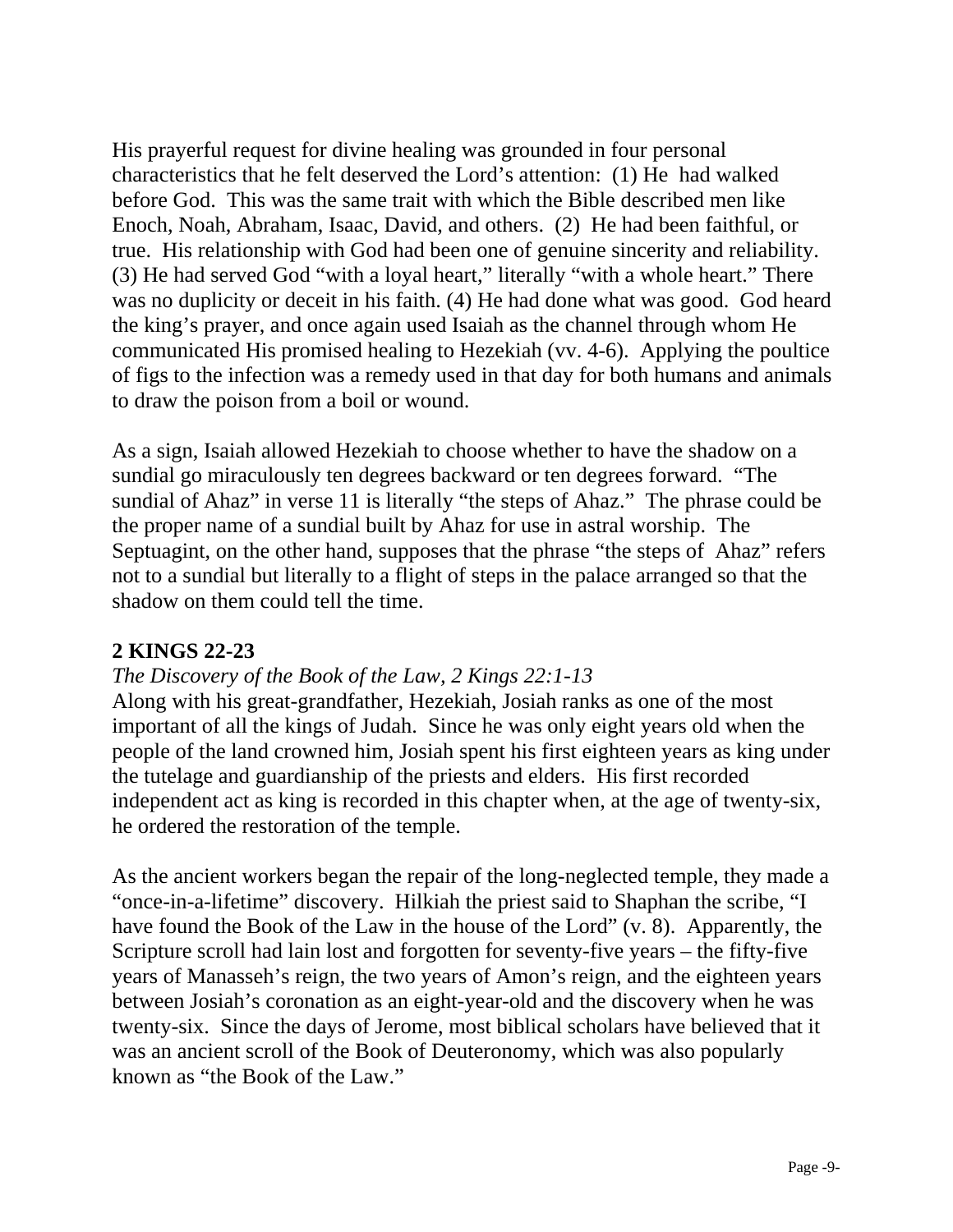His prayerful request for divine healing was grounded in four personal characteristics that he felt deserved the Lord's attention: (1) He had walked before God. This was the same trait with which the Bible described men like Enoch, Noah, Abraham, Isaac, David, and others. (2) He had been faithful, or true. His relationship with God had been one of genuine sincerity and reliability. (3) He had served God "with a loyal heart," literally "with a whole heart." There was no duplicity or deceit in his faith. (4) He had done what was good. God heard the king's prayer, and once again used Isaiah as the channel through whom He communicated His promised healing to Hezekiah (vv. 4-6). Applying the poultice of figs to the infection was a remedy used in that day for both humans and animals to draw the poison from a boil or wound.

As a sign, Isaiah allowed Hezekiah to choose whether to have the shadow on a sundial go miraculously ten degrees backward or ten degrees forward. "The sundial of Ahaz" in verse 11 is literally "the steps of Ahaz." The phrase could be the proper name of a sundial built by Ahaz for use in astral worship. The Septuagint, on the other hand, supposes that the phrase "the steps of Ahaz" refers not to a sundial but literally to a flight of steps in the palace arranged so that the shadow on them could tell the time.

## 2 KINGS 22-23

*The Discovery of the Book of the Law, 2 Kings 22:1-13*

Along with his great-grandfather, Hezekiah, Josiah ranks as one of the most important of all the kings of Judah. Since he was only eight years old when the people of the land crowned him, Josiah spent his first eighteen years as king under the tutelage and guardianship of the priests and elders. His first recorded independent act as king is recorded in this chapter when, at the age of twenty-six, he ordered the restoration of the temple.

As the ancient workers began the repair of the long-neglected temple, they made a "once-in-a-lifetime" discovery. Hilkiah the priest said to Shaphan the scribe, "I have found the Book of the Law in the house of the Lord" (v. 8). Apparently, the Scripture scroll had lain lost and forgotten for seventy-five years – the fifty-five years of Manasseh's reign, the two years of Amon's reign, and the eighteen years between Josiah's coronation as an eight-year-old and the discovery when he was twenty-six. Since the days of Jerome, most biblical scholars have believed that it was an ancient scroll of the Book of Deuteronomy, which was also popularly known as "the Book of the Law."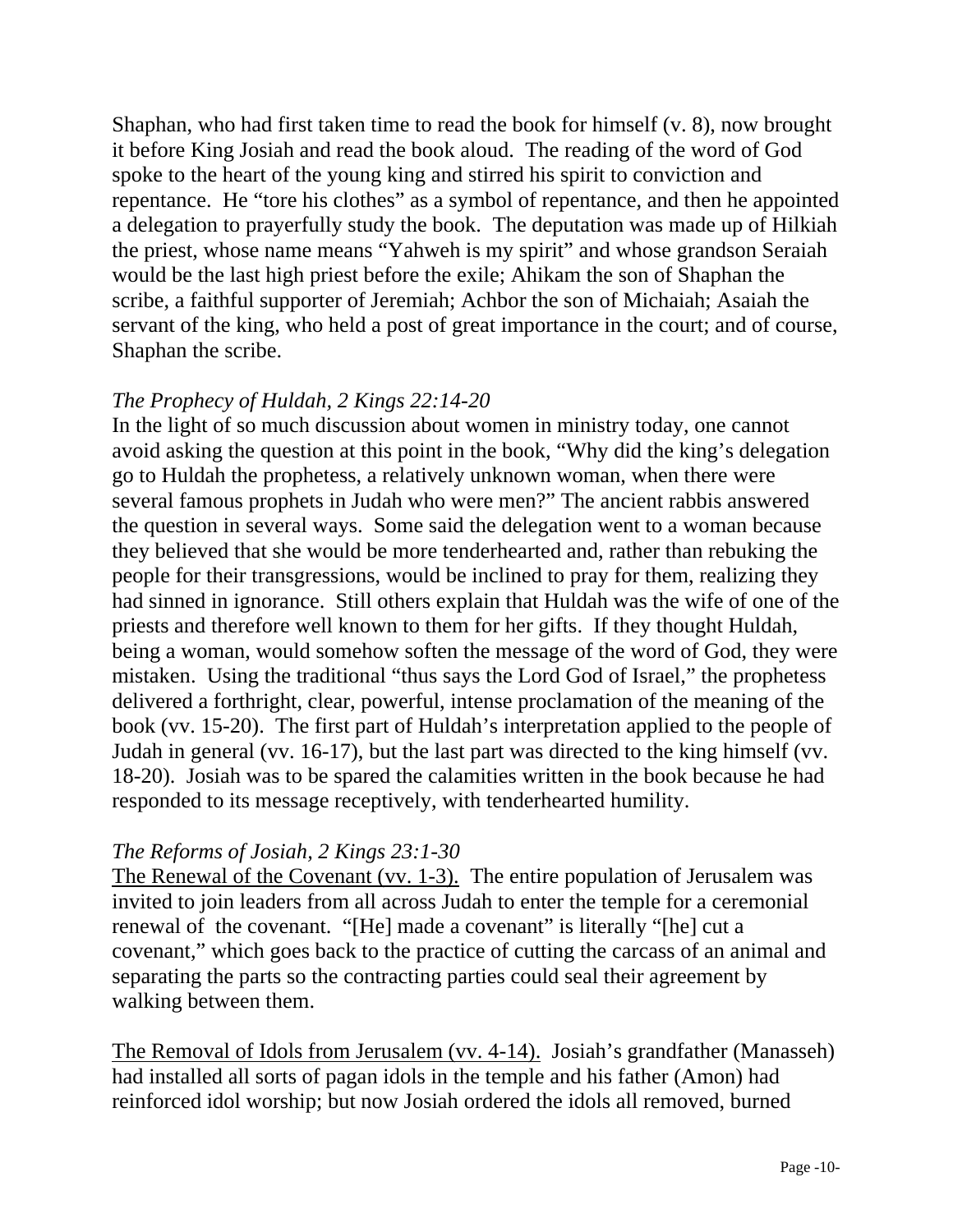Shaphan, who had first taken time to read the book for himself (v. 8), now brought it before King Josiah and read the book aloud. The reading of the word of God spoke to the heart of the young king and stirred his spirit to conviction and repentance. He "tore his clothes" as a symbol of repentance, and then he appointed a delegation to prayerfully study the book. The deputation was made up of Hilkiah the priest, whose name means "Yahweh is my spirit" and whose grandson Seraiah would be the last high priest before the exile; Ahikam the son of Shaphan the scribe, a faithful supporter of Jeremiah; Achbor the son of Michaiah; Asaiah the servant of the king, who held a post of great importance in the court; and of course, Shaphan the scribe.

*The Prophecy of Huldah, 2 Kings 22:14-20*

In the light of so much discussion about women in ministry today, one cannot avoid asking the question at this point in the book, "Why did the king's delegation go to Huldah the prophetess, a relatively unknown woman, when there were several famous prophets in Judah who were men?" The ancient rabbis answered the question in several ways. Some said the delegation went to a woman because they believed that she would be more tenderhearted and, rather than rebuking the people for their transgressions, would be inclined to pray for them, realizing they had sinned in ignorance. Still others explain that Huldah was the wife of one of the priests and therefore well known to them for her gifts. If they thought Huldah, being a woman, would somehow soften the message of the word of God, they were mistaken. Using the traditional "thus says the Lord God of Israel," the prophetess delivered a forthright, clear, powerful, intense proclamation of the meaning of the book (vv. 15-20). The first part of Huldah's interpretation applied to the people of Judah in general (vv. 16-17), but the last part was directed to the king himself (vv. 18-20). Josiah was to be spared the calamities written in the book because he had responded to its message receptively, with tenderhearted humility.

*The Reforms of Josiah, 2 Kings 23:1-30*

<u>The Renewal of the Covenant (vv. 1-3).</u> The entire population of Jerusalem was invited to join leaders from all across Judah to enter the temple for a ceremonial renewal of the covenant. "[He] made a covenant" is literally "[he] cut a covenant," which goes back to the practice of cutting the carcass of an animal and separating the parts so the contracting parties could seal their agreement by walking between them.

<u>The Removal of Idols from Jerusalem (vv. 4-14).</u> Josiah's grandfather (Manasseh) had installed all sorts of pagan idols in the temple and his father (Amon) had reinforced idol worship; but now Josiah ordered the idols all removed, burned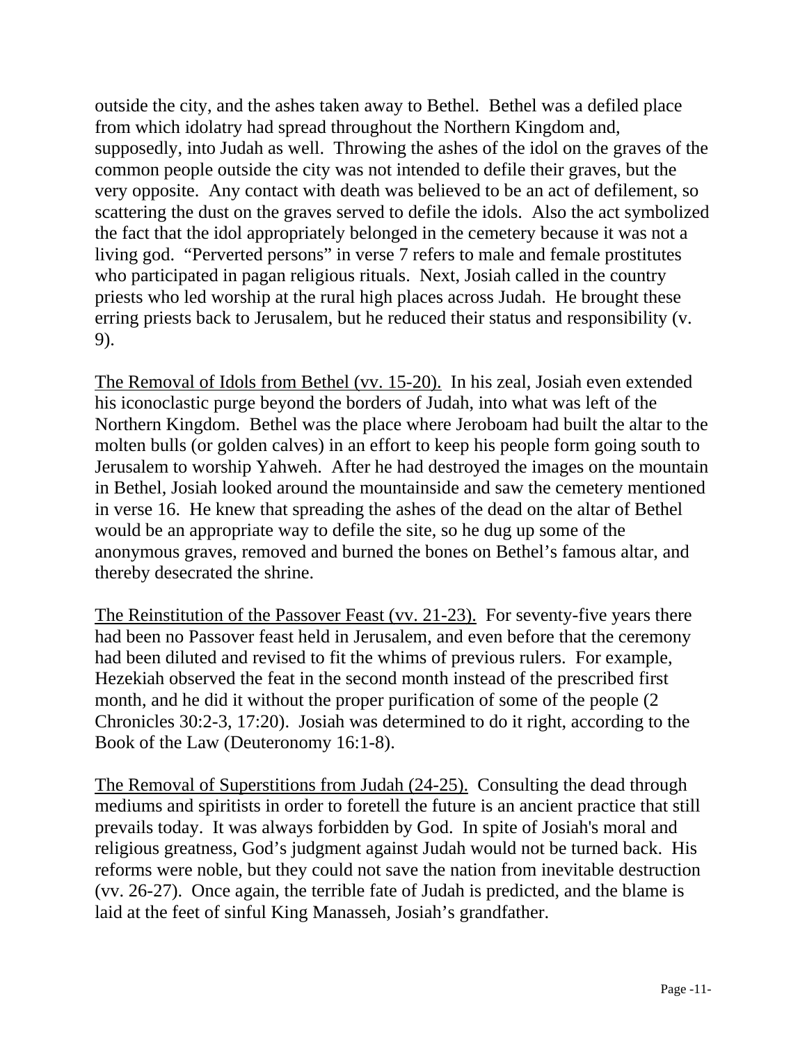outside the city, and the ashes taken away to Bethel. Bethel was a defiled place from which idolatry had spread throughout the Northern Kingdom and, supposedly, into Judah as well. Throwing the ashes of the idol on the graves of the common people outside the city was not intended to defile their graves, but the very opposite. Any contact with death was believed to be an act of defilement, so scattering the dust on the graves served to defile the idols. Also the act symbolized the fact that the idol appropriately belonged in the cemetery because it was not a living god. "Perverted persons" in verse 7 refers to male and female prostitutes who participated in pagan religious rituals. Next, Josiah called in the country priests who led worship at the rural high places across Judah. He brought these erring priests back to Jerusalem, but he reduced their status and responsibility (v. 9).

<u>The Removal of Idols from Bethel (vv. 15-20).</u> In his zeal, Josiah even extended his iconoclastic purge beyond the borders of Judah, into what was left of the Northern Kingdom. Bethel was the place where Jeroboam had built the altar to the molten bulls (or golden calves) in an effort to keep his people form going south to Jerusalem to worship Yahweh. After he had destroyed the images on the mountain in Bethel, Josiah looked around the mountainside and saw the cemetery mentioned in verse 16. He knew that spreading the ashes of the dead on the altar of Bethel would be an appropriate way to defile the site, so he dug up some of the anonymous graves, removed and burned the bones on Bethel's famous altar, and thereby desecrated the shrine.

<u>The Reinstitution of the Passover Feast (vv. 21-23).</u> For seventy-five years there had been no Passover feast held in Jerusalem, and even before that the ceremony had been diluted and revised to fit the whims of previous rulers. For example, Hezekiah observed the feat in the second month instead of the prescribed first month, and he did it without the proper purification of some of the people (2 Chronicles 30:2-3, 17:20). Josiah was determined to do it right, according to the Book of the Law (Deuteronomy 16:1-8).

<u>The Removal of Superstitions from Judah (24-25).</u> Consulting the dead through mediums and spiritists in order to foretell the future is an ancient practice that still prevails today. It was always forbidden by God. In spite of Josiah's moral and religious greatness, God's judgment against Judah would not be turned back. His reforms were noble, but they could not save the nation from inevitable destruction (vv. 26-27). Once again, the terrible fate of Judah is predicted, and the blame is laid at the feet of sinful King Manasseh, Josiah's grandfather.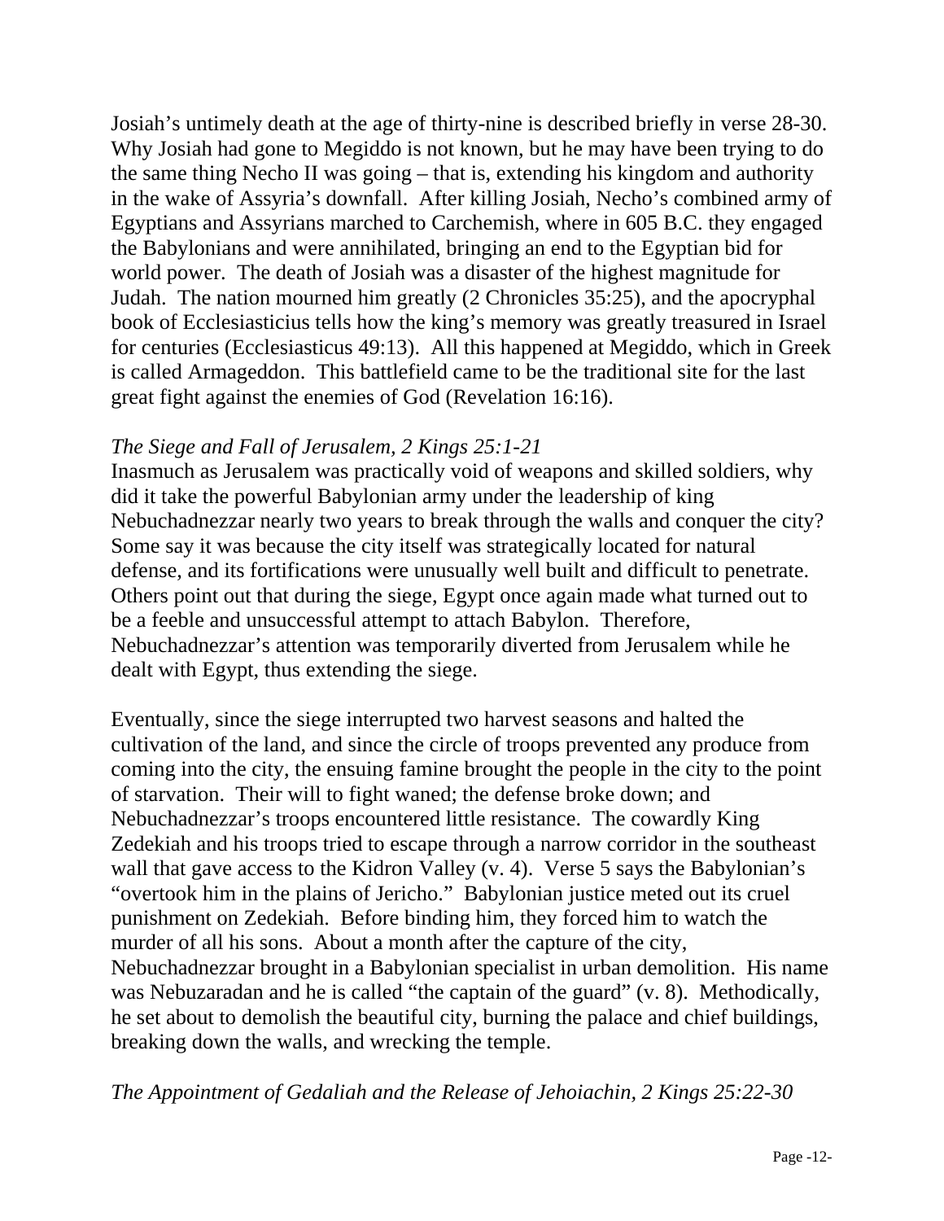Josiah's untimely death at the age of thirty-nine is described briefly in verse 28-30. Why Josiah had gone to Megiddo is not known, but he may have been trying to do the same thing Necho II was going – that is, extending his kingdom and authority in the wake of Assyria's downfall. After killing Josiah, Necho's combined army of Egyptians and Assyrians marched to Carchemish, where in 605 B.C. they engaged the Babylonians and were annihilated, bringing an end to the Egyptian bid for world power. The death of Josiah was a disaster of the highest magnitude for Judah. The nation mourned him greatly (2 Chronicles 35:25), and the apocryphal book of Ecclesiasticius tells how the king's memory was greatly treasured in Israel for centuries (Ecclesiasticus 49:13). All this happened at Megiddo, which in Greek is called Armageddon. This battlefield came to be the traditional site for the last great fight against the enemies of God (Revelation 16:16).

*The Siege and Fall of Jerusalem, 2 Kings 25:1-21*

Inasmuch as Jerusalem was practically void of weapons and skilled soldiers, why did it take the powerful Babylonian army under the leadership of king Nebuchadnezzar nearly two years to break through the walls and conquer the city? Some say it was because the city itself was strategically located for natural defense, and its fortifications were unusually well built and difficult to penetrate. Others point out that during the siege, Egypt once again made what turned out to be a feeble and unsuccessful attempt to attach Babylon. Therefore, Nebuchadnezzar's attention was temporarily diverted from Jerusalem while he dealt with Egypt, thus extending the siege.

Eventually, since the siege interrupted two harvest seasons and halted the cultivation of the land, and since the circle of troops prevented any produce from coming into the city, the ensuing famine brought the people in the city to the point of starvation. Their will to fight waned; the defense broke down; and Nebuchadnezzar's troops encountered little resistance. The cowardly King Zedekiah and his troops tried to escape through a narrow corridor in the southeast wall that gave access to the Kidron Valley (v. 4). Verse 5 says the Babylonian's "overtook him in the plains of Jericho." Babylonian justice meted out its cruel punishment on Zedekiah. Before binding him, they forced him to watch the murder of all his sons. About a month after the capture of the city, Nebuchadnezzar brought in a Babylonian specialist in urban demolition. His name was Nebuzaradan and he is called "the captain of the guard" (v. 8). Methodically, he set about to demolish the beautiful city, burning the palace and chief buildings, breaking down the walls, and wrecking the temple.

*The Appointment of Gedaliah and the Release of Jehoiachin, 2 Kings 25:22-30*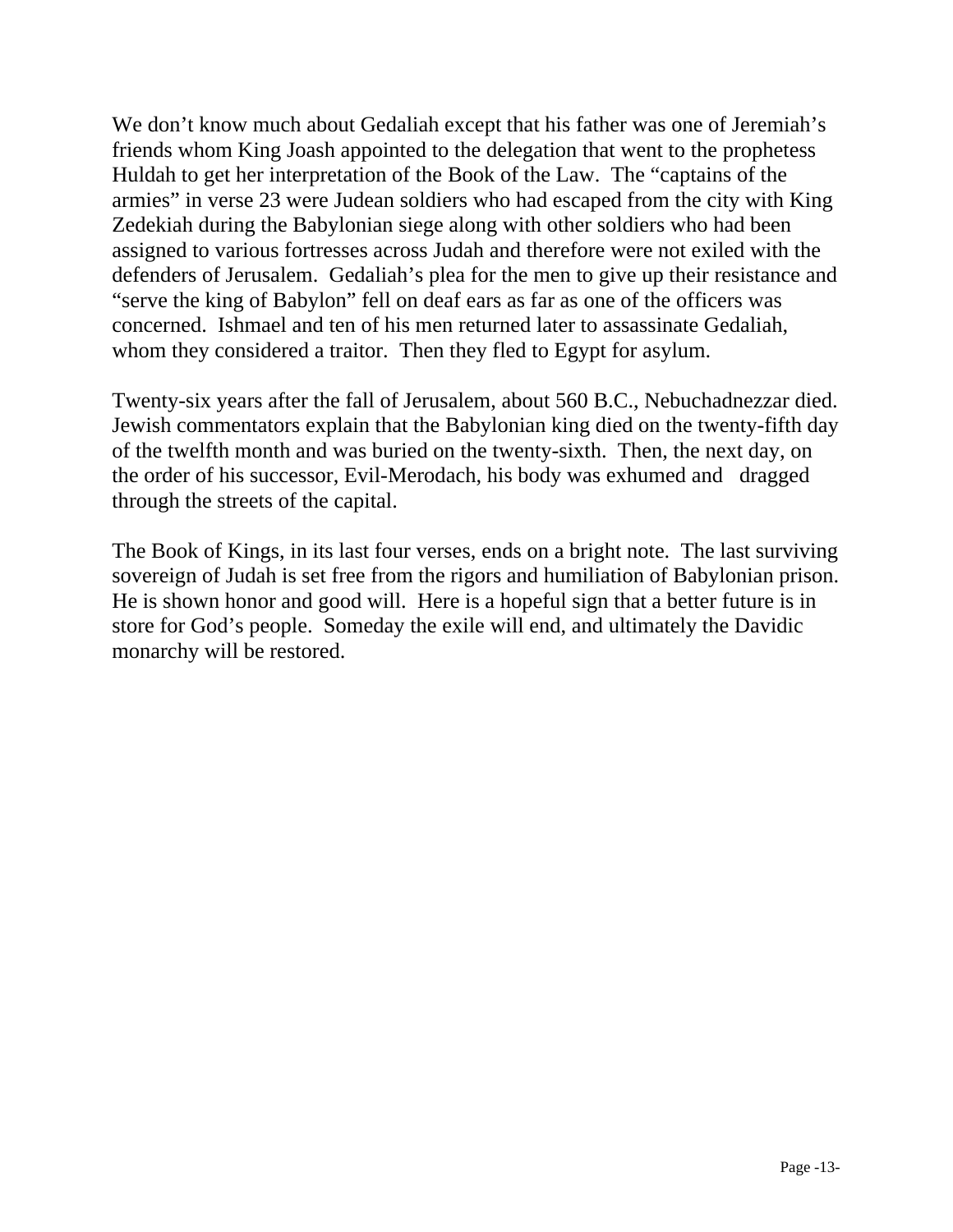We don't know much about Gedaliah except that his father was one of Jeremiah's friends whom King Joash appointed to the delegation that went to the prophetess Huldah to get her interpretation of the Book of the Law. The "captains of the armies" in verse 23 were Judean soldiers who had escaped from the city with King Zedekiah during the Babylonian siege along with other soldiers who had been assigned to various fortresses across Judah and therefore were not exiled with the defenders of Jerusalem. Gedaliah's plea for the men to give up their resistance and "serve the king of Babylon" fell on deaf ears as far as one of the officers was concerned. Ishmael and ten of his men returned later to assassinate Gedaliah, whom they considered a traitor. Then they fled to Egypt for asylum.

Twenty-six years after the fall of Jerusalem, about 560 B.C., Nebuchadnezzar died. Jewish commentators explain that the Babylonian king died on the twenty-fifth day of the twelfth month and was buried on the twenty-sixth. Then, the next day, on the order of his successor, Evil-Merodach, his body was exhumed and dragged through the streets of the capital.

The Book of Kings, in its last four verses, ends on a bright note. The last surviving sovereign of Judah is set free from the rigors and humiliation of Babylonian prison. He is shown honor and good will. Here is a hopeful sign that a better future is in store for God's people. Someday the exile will end, and ultimately the Davidic monarchy will be restored.